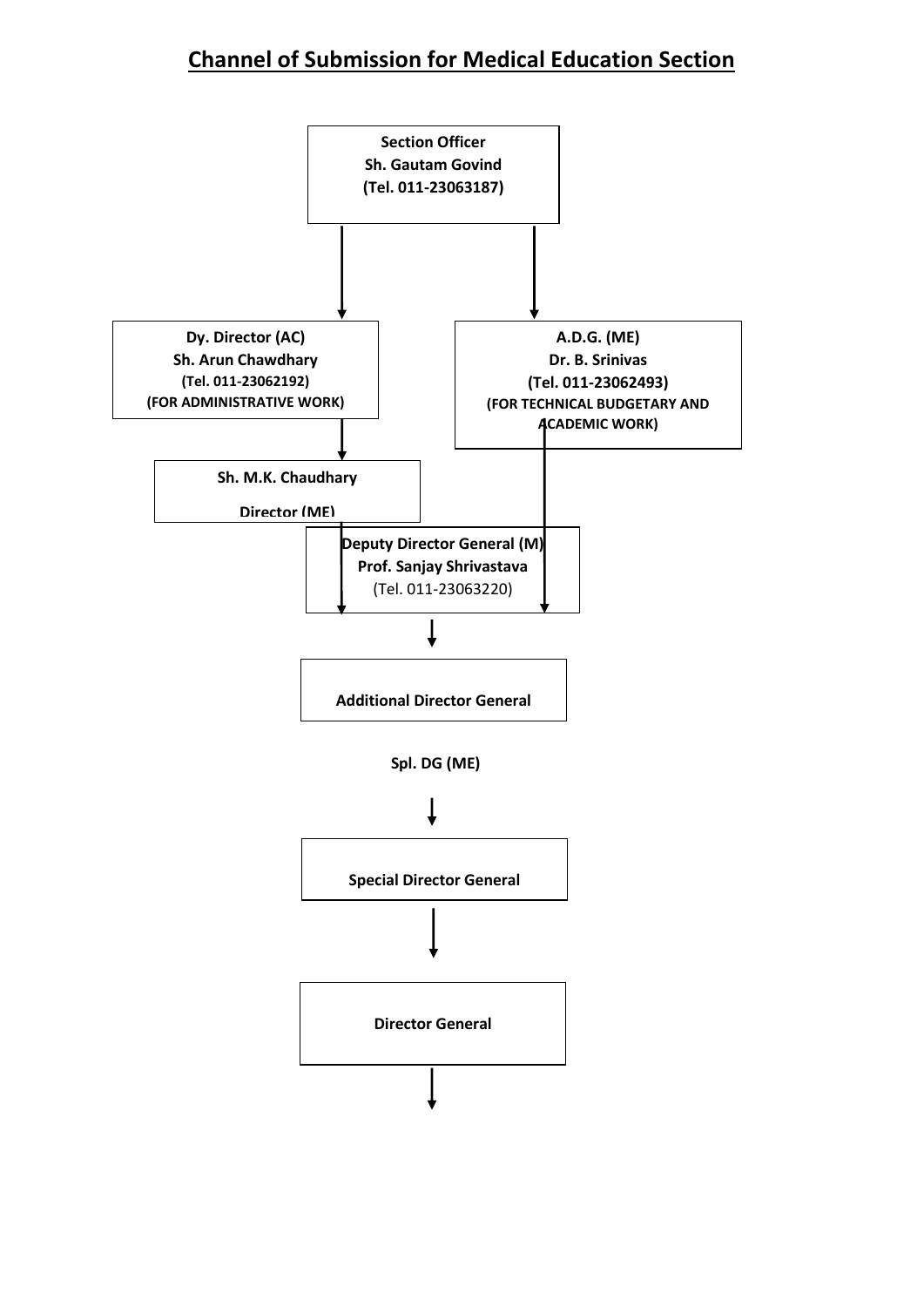# Channel of Submission for Medical Education Section

**Section Officer**
**Sh. Gautam Govind**
**(Tel. 011-23063187)**

↓ ↓

**Dy. Director (AC)**
**Sh. Arun Chawdhary**
**(Tel. 011-23062192)**
**(FOR ADMINISTRATIVE WORK)**

**A.D.G. (ME)**
**Dr. B. Srinivas**
**(Tel. 011-23062493)**
**(FOR TECHNICAL BUDGETARY AND ACADEMIC WORK)**

↓

**Sh. M.K. Chaudhary**

**Director (ME)**

↓

**Deputy Director General (M)**
**Prof. Sanjay Shrivastava**
(Tel. 011-23063220)

↓

**Additional Director General**

**Spl. DG (ME)**

↓

**Special Director General**

↓

**Director General**

↓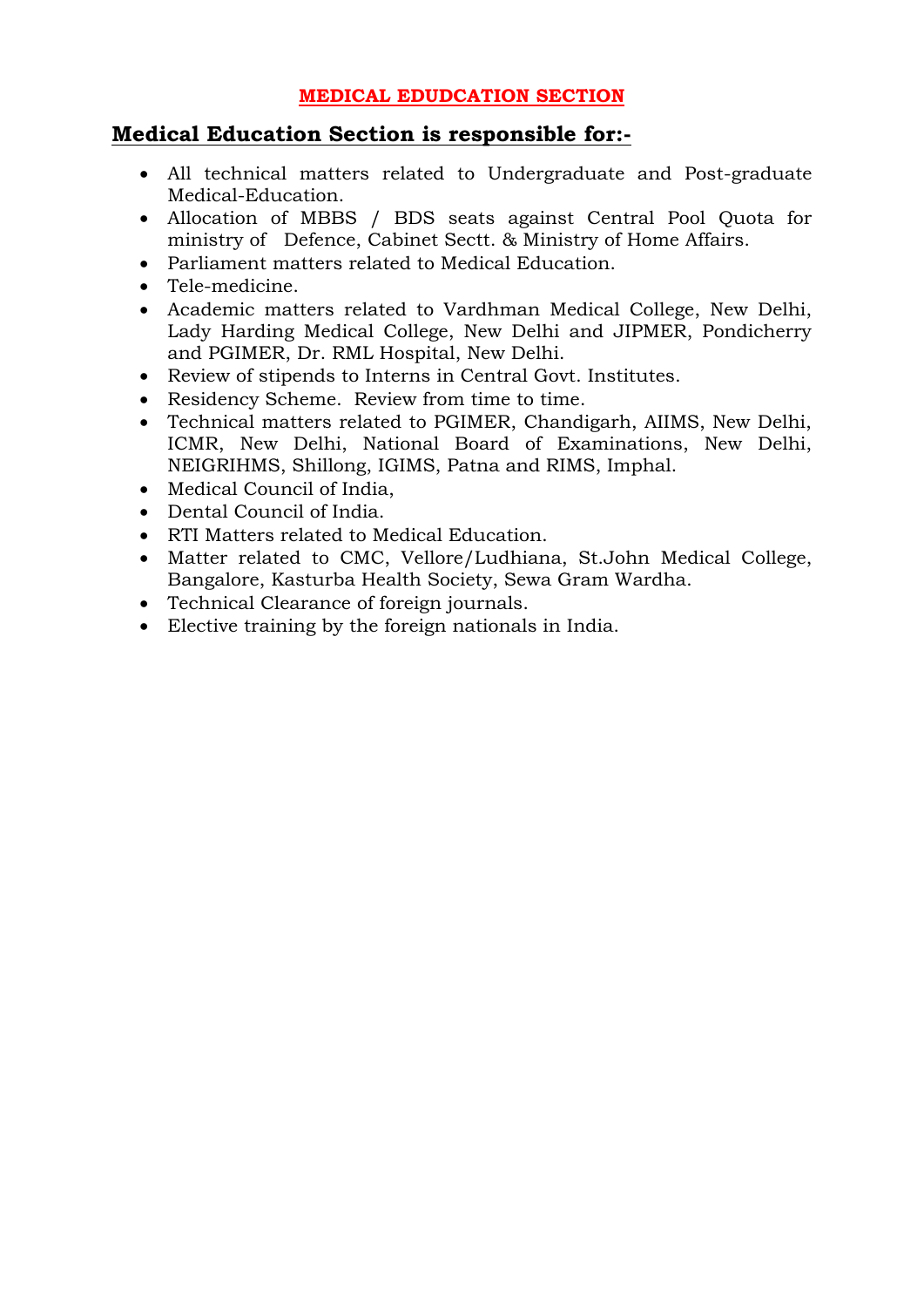# MEDICAL EDUDCATION SECTION

## Medical Education Section is responsible for:-

- All technical matters related to Undergraduate and Post-graduate Medical-Education.
- Allocation of MBBS / BDS seats against Central Pool Quota for ministry of Defence, Cabinet Sectt. & Ministry of Home Affairs.
- Parliament matters related to Medical Education.
- Tele-medicine.
- Academic matters related to Vardhman Medical College, New Delhi, Lady Harding Medical College, New Delhi and JIPMER, Pondicherry and PGIMER, Dr. RML Hospital, New Delhi.
- Review of stipends to Interns in Central Govt. Institutes.
- Residency Scheme. Review from time to time.
- Technical matters related to PGIMER, Chandigarh, AIIMS, New Delhi, ICMR, New Delhi, National Board of Examinations, New Delhi, NEIGRIHMS, Shillong, IGIMS, Patna and RIMS, Imphal.
- Medical Council of India,
- Dental Council of India.
- RTI Matters related to Medical Education.
- Matter related to CMC, Vellore/Ludhiana, St.John Medical College, Bangalore, Kasturba Health Society, Sewa Gram Wardha.
- Technical Clearance of foreign journals.
- Elective training by the foreign nationals in India.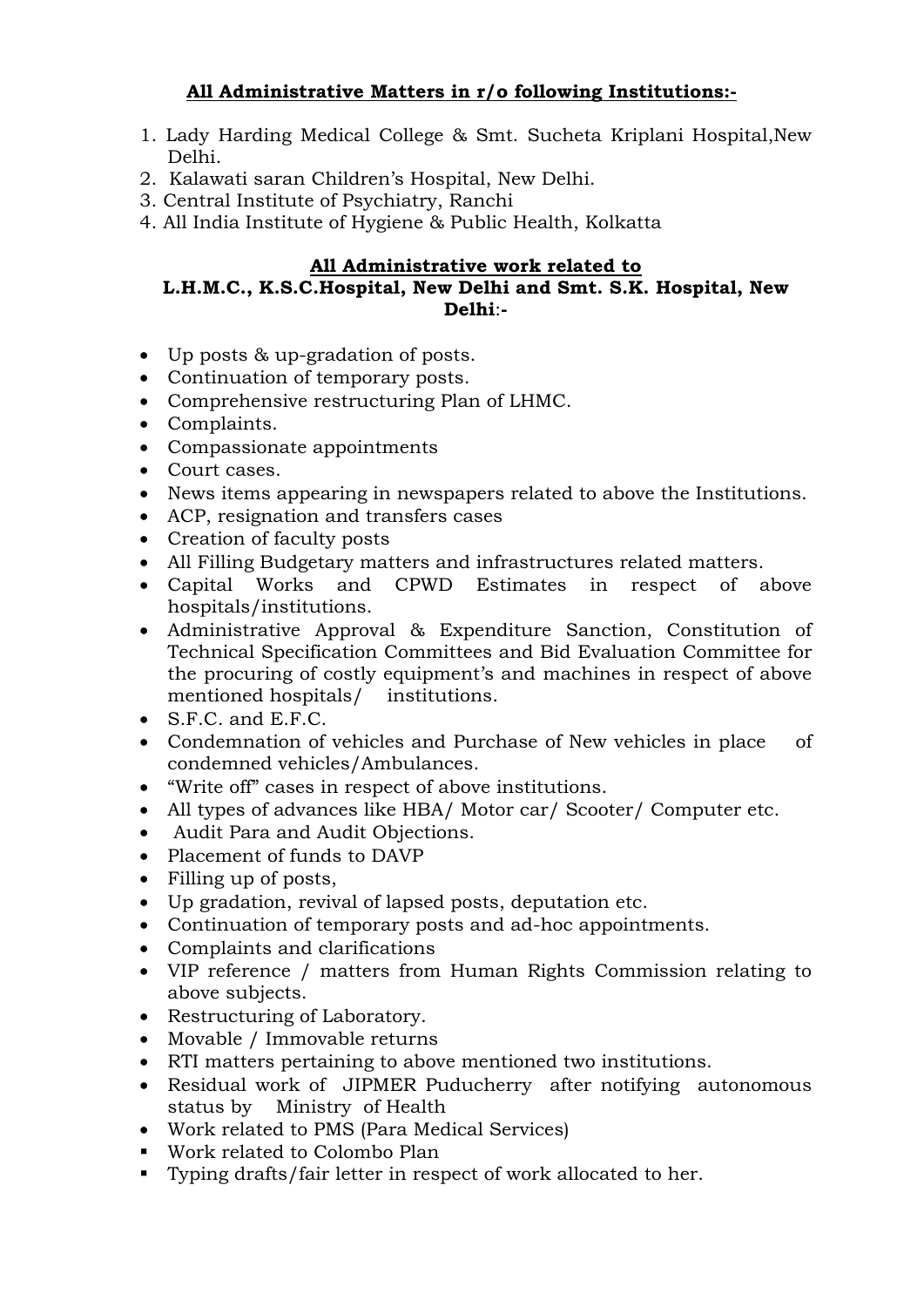**All Administrative Matters in r/o following Institutions:-**

1. Lady Harding Medical College & Smt. Sucheta Kriplani Hospital,New Delhi.
2. Kalawati saran Children's Hospital, New Delhi.
3. Central Institute of Psychiatry, Ranchi
4. All India Institute of Hygiene & Public Health, Kolkatta

**All Administrative work related to**
**L.H.M.C., K.S.C.Hospital, New Delhi and Smt. S.K. Hospital, New Delhi:-**

- Up posts & up-gradation of posts.
- Continuation of temporary posts.
- Comprehensive restructuring Plan of LHMC.
- Complaints.
- Compassionate appointments
- Court cases.
- News items appearing in newspapers related to above the Institutions.
- ACP, resignation and transfers cases
- Creation of faculty posts
- All Filling Budgetary matters and infrastructures related matters.
- Capital Works and CPWD Estimates in respect of above hospitals/institutions.
- Administrative Approval & Expenditure Sanction, Constitution of Technical Specification Committees and Bid Evaluation Committee for the procuring of costly equipment's and machines in respect of above mentioned hospitals/ institutions.
- S.F.C. and E.F.C.
- Condemnation of vehicles and Purchase of New vehicles in place of condemned vehicles/Ambulances.
- "Write off" cases in respect of above institutions.
- All types of advances like HBA/ Motor car/ Scooter/ Computer etc.
- Audit Para and Audit Objections.
- Placement of funds to DAVP
- Filling up of posts,
- Up gradation, revival of lapsed posts, deputation etc.
- Continuation of temporary posts and ad-hoc appointments.
- Complaints and clarifications
- VIP reference / matters from Human Rights Commission relating to above subjects.
- Restructuring of Laboratory.
- Movable / Immovable returns
- RTI matters pertaining to above mentioned two institutions.
- Residual work of JIPMER Puducherry after notifying autonomous status by Ministry of Health
- Work related to PMS (Para Medical Services)
- Work related to Colombo Plan
- Typing drafts/fair letter in respect of work allocated to her.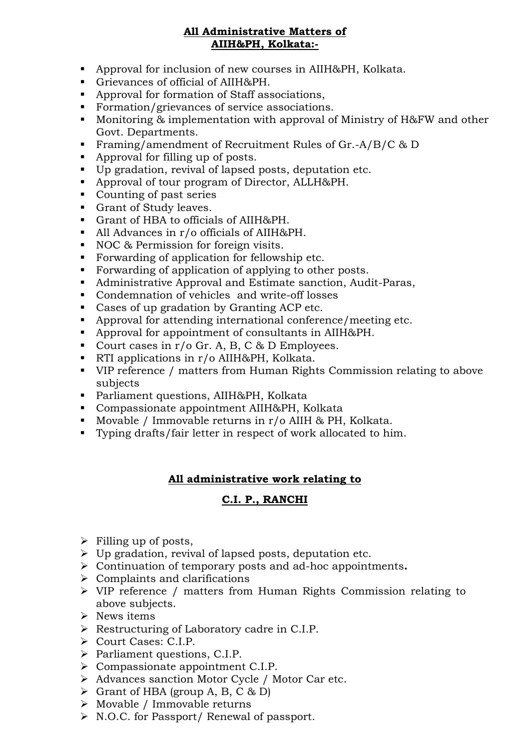**All Administrative Matters of AIIH&PH, Kolkata:-**

- Approval for inclusion of new courses in AIIH&PH, Kolkata.
- Grievances of official of AIIH&PH.
- Approval for formation of Staff associations,
- Formation/grievances of service associations.
- Monitoring & implementation with approval of Ministry of H&FW and other Govt. Departments.
- Framing/amendment of Recruitment Rules of Gr.-A/B/C & D
- Approval for filling up of posts.
- Up gradation, revival of lapsed posts, deputation etc.
- Approval of tour program of Director, ALLH&PH.
- Counting of past series
- Grant of Study leaves.
- Grant of HBA to officials of AIIH&PH.
- All Advances in r/o officials of AIIH&PH.
- NOC & Permission for foreign visits.
- Forwarding of application for fellowship etc.
- Forwarding of application of applying to other posts.
- Administrative Approval and Estimate sanction, Audit-Paras,
- Condemnation of vehicles and write-off losses
- Cases of up gradation by Granting ACP etc.
- Approval for attending international conference/meeting etc.
- Approval for appointment of consultants in AIIH&PH.
- Court cases in r/o Gr. A, B, C & D Employees.
- RTI applications in r/o AIIH&PH, Kolkata.
- VIP reference / matters from Human Rights Commission relating to above subjects
- Parliament questions, AIIH&PH, Kolkata
- Compassionate appointment AIIH&PH, Kolkata
- Movable / Immovable returns in r/o AIIH & PH, Kolkata.
- Typing drafts/fair letter in respect of work allocated to him.

**All administrative work relating to**

**C.I. P., RANCHI**

- Filling up of posts,
- Up gradation, revival of lapsed posts, deputation etc.
- Continuation of temporary posts and ad-hoc appointments**.**
- Complaints and clarifications
- VIP reference / matters from Human Rights Commission relating to above subjects.
- News items
- Restructuring of Laboratory cadre in C.I.P.
- Court Cases: C.I.P.
- Parliament questions, C.I.P.
- Compassionate appointment C.I.P.
- Advances sanction Motor Cycle / Motor Car etc.
- Grant of HBA (group A, B, C & D)
- Movable / Immovable returns
- N.O.C. for Passport/ Renewal of passport.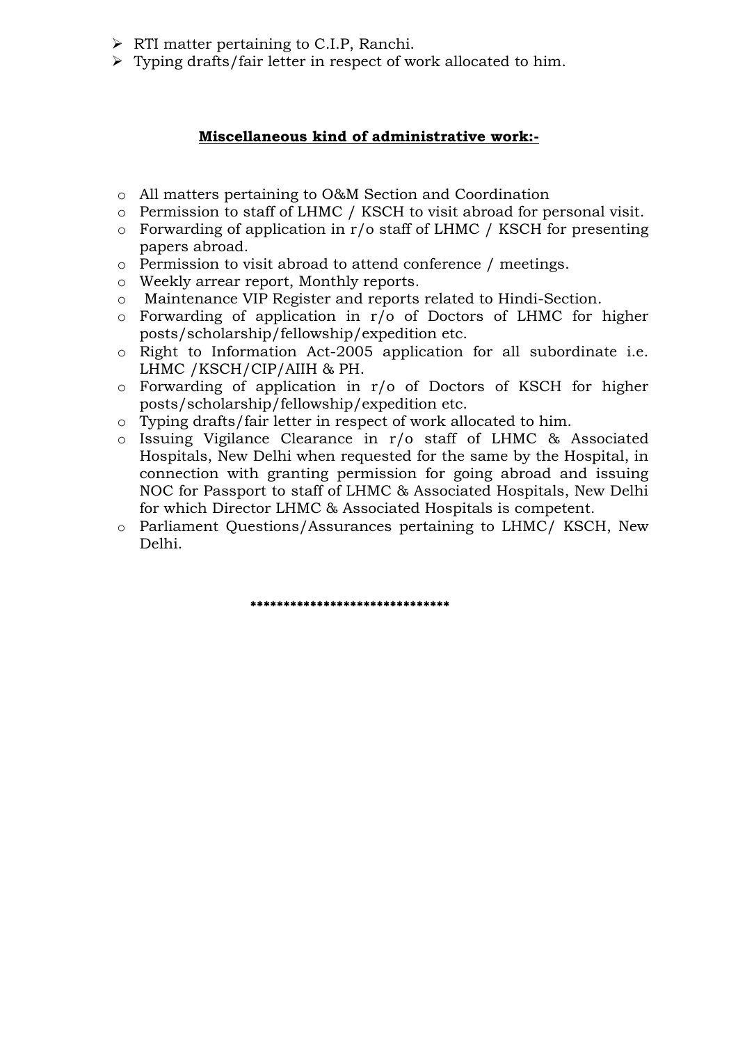- RTI matter pertaining to C.I.P, Ranchi.
- Typing drafts/fair letter in respect of work allocated to him.

**Miscellaneous kind of administrative work:-**

- All matters pertaining to O&M Section and Coordination
- Permission to staff of LHMC / KSCH to visit abroad for personal visit.
- Forwarding of application in r/o staff of LHMC / KSCH for presenting papers abroad.
- Permission to visit abroad to attend conference / meetings.
- Weekly arrear report, Monthly reports.
- Maintenance VIP Register and reports related to Hindi-Section.
- Forwarding of application in r/o of Doctors of LHMC for higher posts/scholarship/fellowship/expedition etc.
- Right to Information Act-2005 application for all subordinate i.e. LHMC /KSCH/CIP/AIIH & PH.
- Forwarding of application in r/o of Doctors of KSCH for higher posts/scholarship/fellowship/expedition etc.
- Typing drafts/fair letter in respect of work allocated to him.
- Issuing Vigilance Clearance in r/o staff of LHMC & Associated Hospitals, New Delhi when requested for the same by the Hospital, in connection with granting permission for going abroad and issuing NOC for Passport to staff of LHMC & Associated Hospitals, New Delhi for which Director LHMC & Associated Hospitals is competent.
- Parliament Questions/Assurances pertaining to LHMC/ KSCH, New Delhi.

******************************